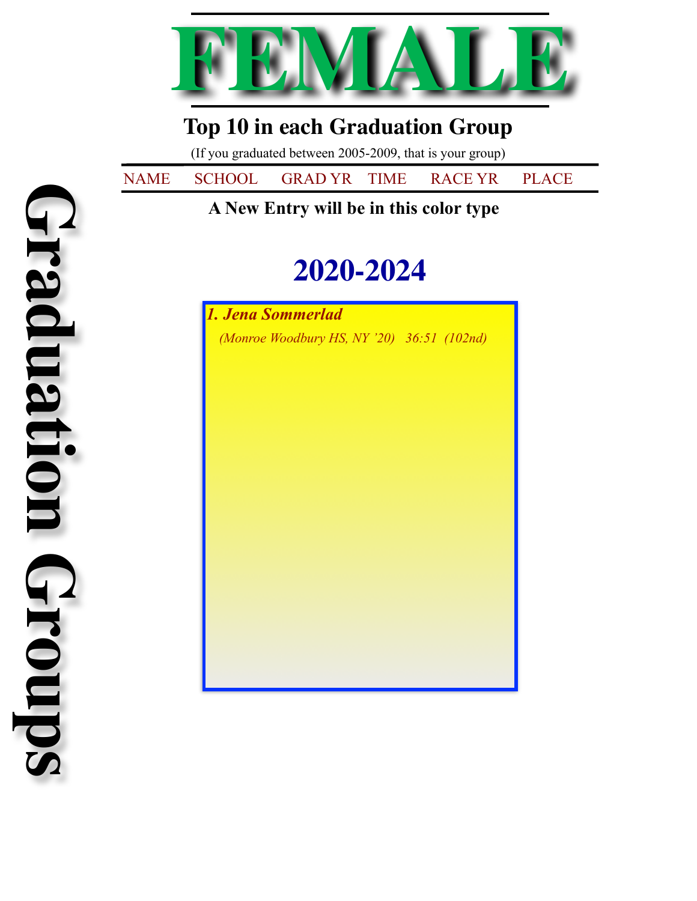# FEMALE

## Top 10 in each Graduation Group

(If you graduated between 2005-2009, that is your group)

NAME SCHOOL GRAD YR TIME RACE YR PLACE

**A New Entry will be in this color type**

Graduation Groups

## 2020-2024

***1. Jena Sommerlad***

*(Monroe Woodbury HS, NY '20) 36:51 (102nd)*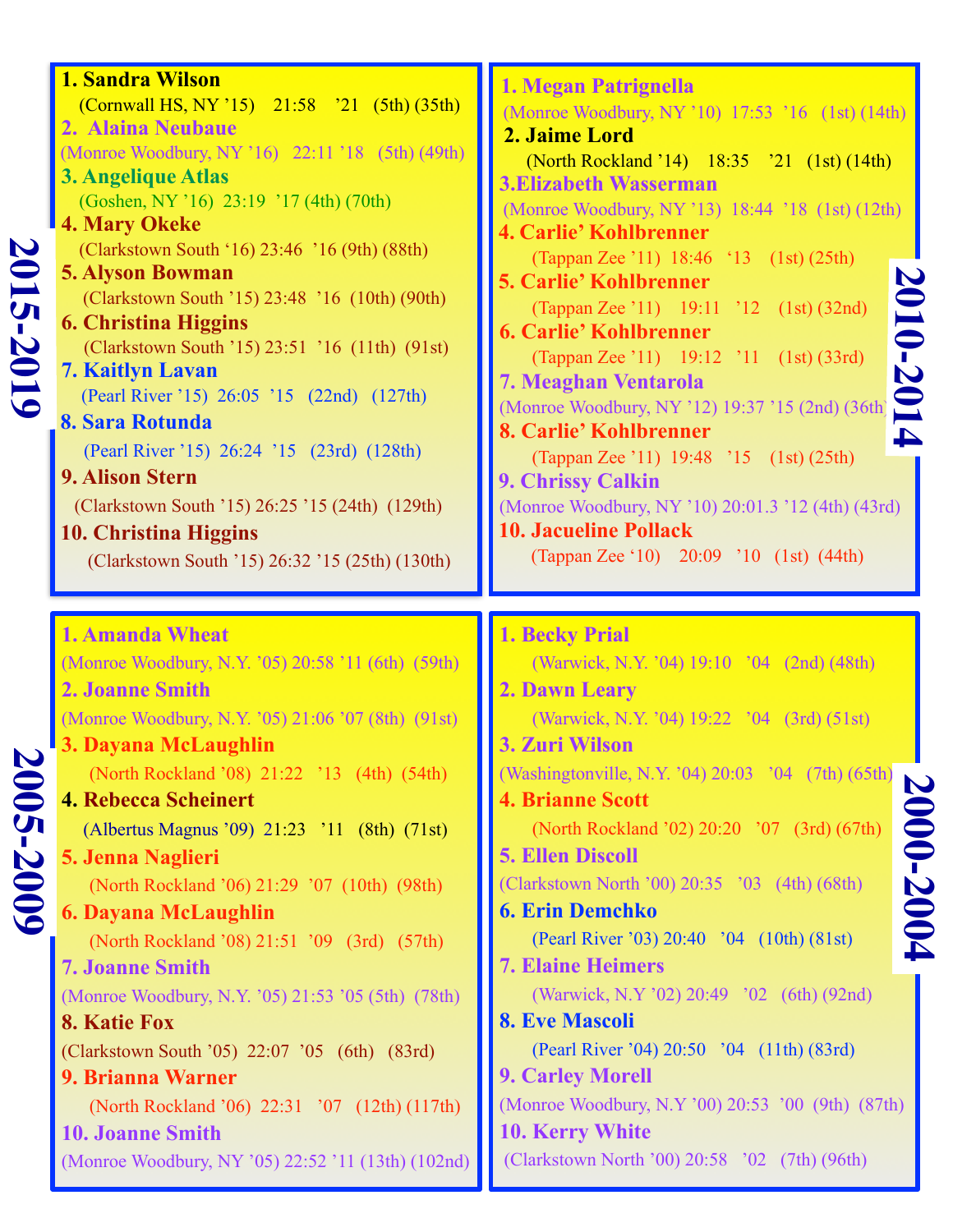## 2015-2019

1. **Sandra Wilson**
   (Cornwall HS, NY ’15) 21:58 ’21 (5th) (35th)
2. **Alaina Neubaue**
   (Monroe Woodbury, NY ’16) 22:11 ’18 (5th) (49th)
3. **Angelique Atlas**
   (Goshen, NY ’16) 23:19 ’17 (4th) (70th)
4. **Mary Okeke**
   (Clarkstown South ’16) 23:46 ’16 (9th) (88th)
5. **Alyson Bowman**
   (Clarkstown South ’15) 23:48 ’16 (10th) (90th)
6. **Christina Higgins**
   (Clarkstown South ’15) 23:51 ’16 (11th) (91st)
7. **Kaitlyn Lavan**
   (Pearl River ’15) 26:05 ’15 (22nd) (127th)
8. **Sara Rotunda**
   (Pearl River ’15) 26:24 ’15 (23rd) (128th)
9. **Alison Stern**
   (Clarkstown South ’15) 26:25 ’15 (24th) (129th)
10. **Christina Higgins**
   (Clarkstown South ’15) 26:32 ’15 (25th) (130th)

## 2010-2014

1. **Megan Patrignella**
   (Monroe Woodbury, NY ’10) 17:53 ’16 (1st) (14th)
2. **Jaime Lord**
   (North Rockland ’14) 18:35 ’21 (1st) (14th)
3. **Elizabeth Wasserman**
   (Monroe Woodbury, NY ’13) 18:44 ’18 (1st) (12th)
4. **Carlie’ Kohlbrenner**
   (Tappan Zee ’11) 18:46 ‘13 (1st) (25th)
5. **Carlie’ Kohlbrenner**
   (Tappan Zee ’11) 19:11 ’12 (1st) (32nd)
6. **Carlie’ Kohlbrenner**
   (Tappan Zee ’11) 19:12 ’11 (1st) (33rd)
7. **Meaghan Ventarola**
   (Monroe Woodbury, NY ’12) 19:37 ’15 (2nd) (36th)
8. **Carlie’ Kohlbrenner**
   (Tappan Zee ’11) 19:48 ’15 (1st) (25th)
9. **Chrissy Calkin**
   (Monroe Woodbury, NY ’10) 20:01.3 ’12 (4th) (43rd)
10. **Jacueline Pollack**
   (Tappan Zee ‘10) 20:09 ’10 (1st) (44th)

## 2005-2009

1. **Amanda Wheat**
   (Monroe Woodbury, N.Y. ’05) 20:58 ’11 (6th) (59th)
2. **Joanne Smith**
   (Monroe Woodbury, N.Y. ’05) 21:06 ’07 (8th) (91st)
3. **Dayana McLaughlin**
   (North Rockland ’08) 21:22 ’13 (4th) (54th)
4. **Rebecca Scheinert**
   (Albertus Magnus ’09) 21:23 ’11 (8th) (71st)
5. **Jenna Naglieri**
   (North Rockland ’06) 21:29 ’07 (10th) (98th)
6. **Dayana McLaughlin**
   (North Rockland ’08) 21:51 ’09 (3rd) (57th)
7. **Joanne Smith**
   (Monroe Woodbury, N.Y. ’05) 21:53 ’05 (5th) (78th)
8. **Katie Fox**
   (Clarkstown South ’05) 22:07 ’05 (6th) (83rd)
9. **Brianna Warner**
   (North Rockland ’06) 22:31 ’07 (12th) (117th)
10. **Joanne Smith**
   (Monroe Woodbury, NY ’05) 22:52 ’11 (13th) (102nd)

## 2000-2004

1. **Becky Prial**
   (Warwick, N.Y. ’04) 19:10 ’04 (2nd) (48th)
2. **Dawn Leary**
   (Warwick, N.Y. ’04) 19:22 ’04 (3rd) (51st)
3. **Zuri Wilson**
   (Washingtonville, N.Y. ’04) 20:03 ’04 (7th) (65th)
4. **Brianne Scott**
   (North Rockland ’02) 20:20 ’07 (3rd) (67th)
5. **Ellen Discoll**
   (Clarkstown North ’00) 20:35 ’03 (4th) (68th)
6. **Erin Demchko**
   (Pearl River ’03) 20:40 ’04 (10th) (81st)
7. **Elaine Heimers**
   (Warwick, N.Y ’02) 20:49 ’02 (6th) (92nd)
8. **Eve Mascoli**
   (Pearl River ’04) 20:50 ’04 (11th) (83rd)
9. **Carley Morell**
   (Monroe Woodbury, N.Y ’00) 20:53 ’00 (9th) (87th)
10. **Kerry White**
   (Clarkstown North ’00) 20:58 ’02 (7th) (96th)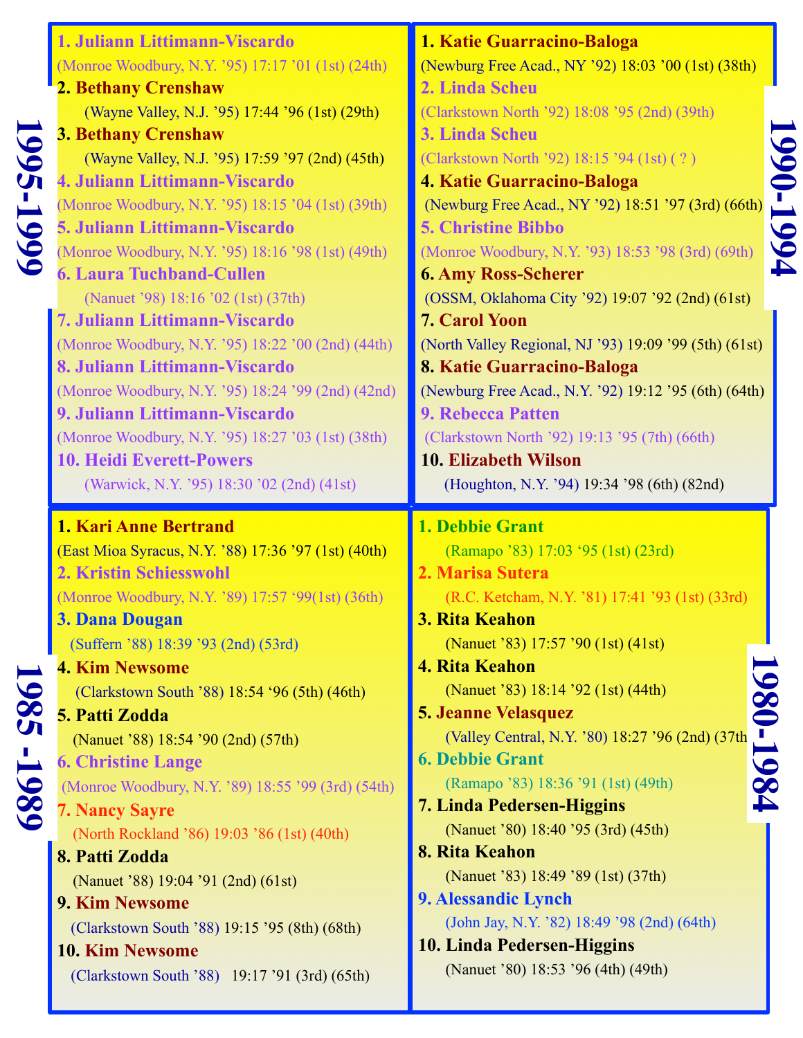## 1995-1999

1. **Juliann Littimann-Viscardo**
(Monroe Woodbury, N.Y. '95) 17:17 '01 (1st) (24th)
2. **Bethany Crenshaw**
(Wayne Valley, N.J. '95) 17:44 '96 (1st) (29th)
3. **Bethany Crenshaw**
(Wayne Valley, N.J. '95) 17:59 '97 (2nd) (45th)
4. **Juliann Littimann-Viscardo**
(Monroe Woodbury, N.Y. '95) 18:15 '04 (1st) (39th)
5. **Juliann Littimann-Viscardo**
(Monroe Woodbury, N.Y. '95) 18:16 '98 (1st) (49th)
6. **Laura Tuchband-Cullen**
(Nanuet '98) 18:16 '02 (1st) (37th)
7. **Juliann Littimann-Viscardo**
(Monroe Woodbury, N.Y. '95) 18:22 '00 (2nd) (44th)
8. **Juliann Littimann-Viscardo**
(Monroe Woodbury, N.Y. '95) 18:24 '99 (2nd) (42nd)
9. **Juliann Littimann-Viscardo**
(Monroe Woodbury, N.Y. '95) 18:27 '03 (1st) (38th)
10. **Heidi Everett-Powers**
(Warwick, N.Y. '95) 18:30 '02 (2nd) (41st)

## 1990-1994

1. **Katie Guarracino-Baloga**
(Newburg Free Acad., NY '92) 18:03 '00 (1st) (38th)
2. **Linda Scheu**
(Clarkstown North '92) 18:08 '95 (2nd) (39th)
3. **Linda Scheu**
(Clarkstown North '92) 18:15 '94 (1st) ( ? )
4. **Katie Guarracino-Baloga**
(Newburg Free Acad., NY '92) 18:51 '97 (3rd) (66th)
5. **Christine Bibbo**
(Monroe Woodbury, N.Y. '93) 18:53 '98 (3rd) (69th)
6. **Amy Ross-Scherer**
(OSSM, Oklahoma City '92) 19:07 '92 (2nd) (61st)
7. **Carol Yoon**
(North Valley Regional, NJ '93) 19:09 '99 (5th) (61st)
8. **Katie Guarracino-Baloga**
(Newburg Free Acad., N.Y. '92) 19:12 '95 (6th) (64th)
9. **Rebecca Patten**
(Clarkstown North '92) 19:13 '95 (7th) (66th)
10. **Elizabeth Wilson**
(Houghton, N.Y. '94) 19:34 '98 (6th) (82nd)

## 1985-1989

1. **Kari Anne Bertrand**
(East Mioa Syracus, N.Y. '88) 17:36 '97 (1st) (40th)
2. **Kristin Schiesswohl**
(Monroe Woodbury, N.Y. '89) 17:57 '99(1st) (36th)
3. **Dana Dougan**
(Suffern '88) 18:39 '93 (2nd) (53rd)
4. **Kim Newsome**
(Clarkstown South '88) 18:54 '96 (5th) (46th)
5. **Patti Zodda**
(Nanuet '88) 18:54 '90 (2nd) (57th)
6. **Christine Lange**
(Monroe Woodbury, N.Y. '89) 18:55 '99 (3rd) (54th)
7. **Nancy Sayre**
(North Rockland '86) 19:03 '86 (1st) (40th)
8. **Patti Zodda**
(Nanuet '88) 19:04 '91 (2nd) (61st)
9. **Kim Newsome**
(Clarkstown South '88) 19:15 '95 (8th) (68th)
10. **Kim Newsome**
(Clarkstown South '88) 19:17 '91 (3rd) (65th)

## 1980-1984

1. **Debbie Grant**
(Ramapo '83) 17:03 '95 (1st) (23rd)
2. **Marisa Sutera**
(R.C. Ketcham, N.Y. '81) 17:41 '93 (1st) (33rd)
3. **Rita Keahon**
(Nanuet '83) 17:57 '90 (1st) (41st)
4. **Rita Keahon**
(Nanuet '83) 18:14 '92 (1st) (44th)
5. **Jeanne Velasquez**
(Valley Central, N.Y. '80) 18:27 '96 (2nd) (37th
6. **Debbie Grant**
(Ramapo '83) 18:36 '91 (1st) (49th)
7. **Linda Pedersen-Higgins**
(Nanuet '80) 18:40 '95 (3rd) (45th)
8. **Rita Keahon**
(Nanuet '83) 18:49 '89 (1st) (37th)
9. **Alessandic Lynch**
(John Jay, N.Y. '82) 18:49 '98 (2nd) (64th)
10. **Linda Pedersen-Higgins**
(Nanuet '80) 18:53 '96 (4th) (49th)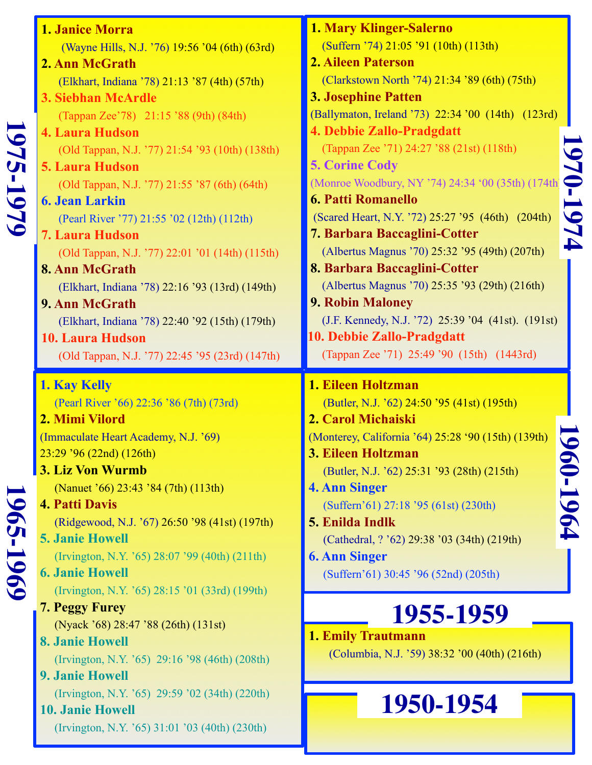## 1975-1979

1. **Janice Morra**
   (Wayne Hills, N.J. '76) 19:56 '04 (6th) (63rd)
2. **Ann McGrath**
   (Elkhart, Indiana '78) 21:13 '87 (4th) (57th)
3. **Siebhan McArdle**
   (Tappan Zee'78) 21:15 '88 (9th) (84th)
4. **Laura Hudson**
   (Old Tappan, N.J. '77) 21:54 '93 (10th) (138th)
5. **Laura Hudson**
   (Old Tappan, N.J. '77) 21:55 '87 (6th) (64th)
6. **Jean Larkin**
   (Pearl River '77) 21:55 '02 (12th) (112th)
7. **Laura Hudson**
   (Old Tappan, N.J. '77) 22:01 '01 (14th) (115th)
8. **Ann McGrath**
   (Elkhart, Indiana '78) 22:16 '93 (13rd) (149th)
9. **Ann McGrath**
   (Elkhart, Indiana '78) 22:40 '92 (15th) (179th)
10. **Laura Hudson**
    (Old Tappan, N.J. '77) 22:45 '95 (23rd) (147th)

## 1970-1974

1. **Mary Klinger-Salerno**
   (Suffern '74) 21:05 '91 (10th) (113th)
2. **Aileen Paterson**
   (Clarkstown North '74) 21:34 '89 (6th) (75th)
3. **Josephine Patten**
   (Ballymaton, Ireland '73) 22:34 '00 (14th) (123rd)
4. **Debbie Zallo-Pradgdatt**
   (Tappan Zee '71) 24:27 '88 (21st) (118th)
5. **Corine Cody**
   (Monroe Woodbury, NY '74) 24:34 '00 (35th) (174th)
6. **Patti Romanello**
   (Scared Heart, N.Y. '72) 25:27 '95 (46th) (204th)
7. **Barbara Baccaglini-Cotter**
   (Albertus Magnus '70) 25:32 '95 (49th) (207th)
8. **Barbara Baccaglini-Cotter**
   (Albertus Magnus '70) 25:35 '93 (29th) (216th)
9. **Robin Maloney**
   (J.F. Kennedy, N.J. '72) 25:39 '04 (41st). (191st)
10. **Debbie Zallo-Pradgdatt**
    (Tappan Zee '71) 25:49 '90 (15th) (1443rd)

## 1965-1969

1. **Kay Kelly**
   (Pearl River '66) 22:36 '86 (7th) (73rd)
2. **Mimi Vilord**
   (Immaculate Heart Academy, N.J. '69)
   23:29 '96 (22nd) (126th)
3. **Liz Von Wurmb**
   (Nanuet '66) 23:43 '84 (7th) (113th)
4. **Patti Davis**
   (Ridgewood, N.J. '67) 26:50 '98 (41st) (197th)
5. **Janie Howell**
   (Irvington, N.Y. '65) 28:07 '99 (40th) (211th)
6. **Janie Howell**
   (Irvington, N.Y. '65) 28:15 '01 (33rd) (199th)
7. **Peggy Furey**
   (Nyack '68) 28:47 '88 (26th) (131st)
8. **Janie Howell**
   (Irvington, N.Y. '65) 29:16 '98 (46th) (208th)
9. **Janie Howell**
   (Irvington, N.Y. '65) 29:59 '02 (34th) (220th)
10. **Janie Howell**
    (Irvington, N.Y. '65) 31:01 '03 (40th) (230th)

## 1960-1964

1. **Eileen Holtzman**
   (Butler, N.J. '62) 24:50 '95 (41st) (195th)
2. **Carol Michaiski**
   (Monterey, California '64) 25:28 '90 (15th) (139th)
3. **Eileen Holtzman**
   (Butler, N.J. '62) 25:31 '93 (28th) (215th)
4. **Ann Singer**
   (Suffern'61) 27:18 '95 (61st) (230th)
5. **Enilda Indlk**
   (Cathedral, ? '62) 29:38 '03 (34th) (219th)
6. **Ann Singer**
   (Suffern'61) 30:45 '96 (52nd) (205th)

## 1955-1959

1. **Emily Trautmann**
   (Columbia, N.J. '59) 38:32 '00 (40th) (216th)

## 1950-1954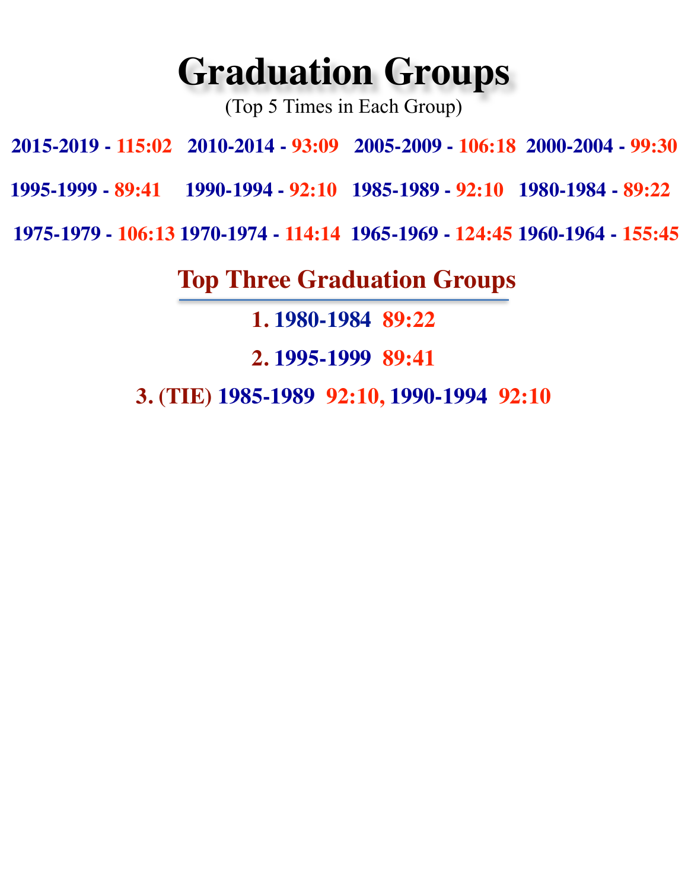# Graduation Groups

(Top 5 Times in Each Group)

**2015-2019 - 115:02** **2010-2014 - 93:09** **2005-2009 - 106:18** **2000-2004 - 99:30**

**1995-1999 - 89:41** **1990-1994 - 92:10** **1985-1989 - 92:10** **1980-1984 - 89:22**

**1975-1979 - 106:13** **1970-1974 - 114:14** **1965-1969 - 124:45** **1960-1964 - 155:45**

## Top Three Graduation Groups

**1. 1980-1984 89:22**

**2. 1995-1999 89:41**

**3. (TIE) 1985-1989 92:10, 1990-1994 92:10**